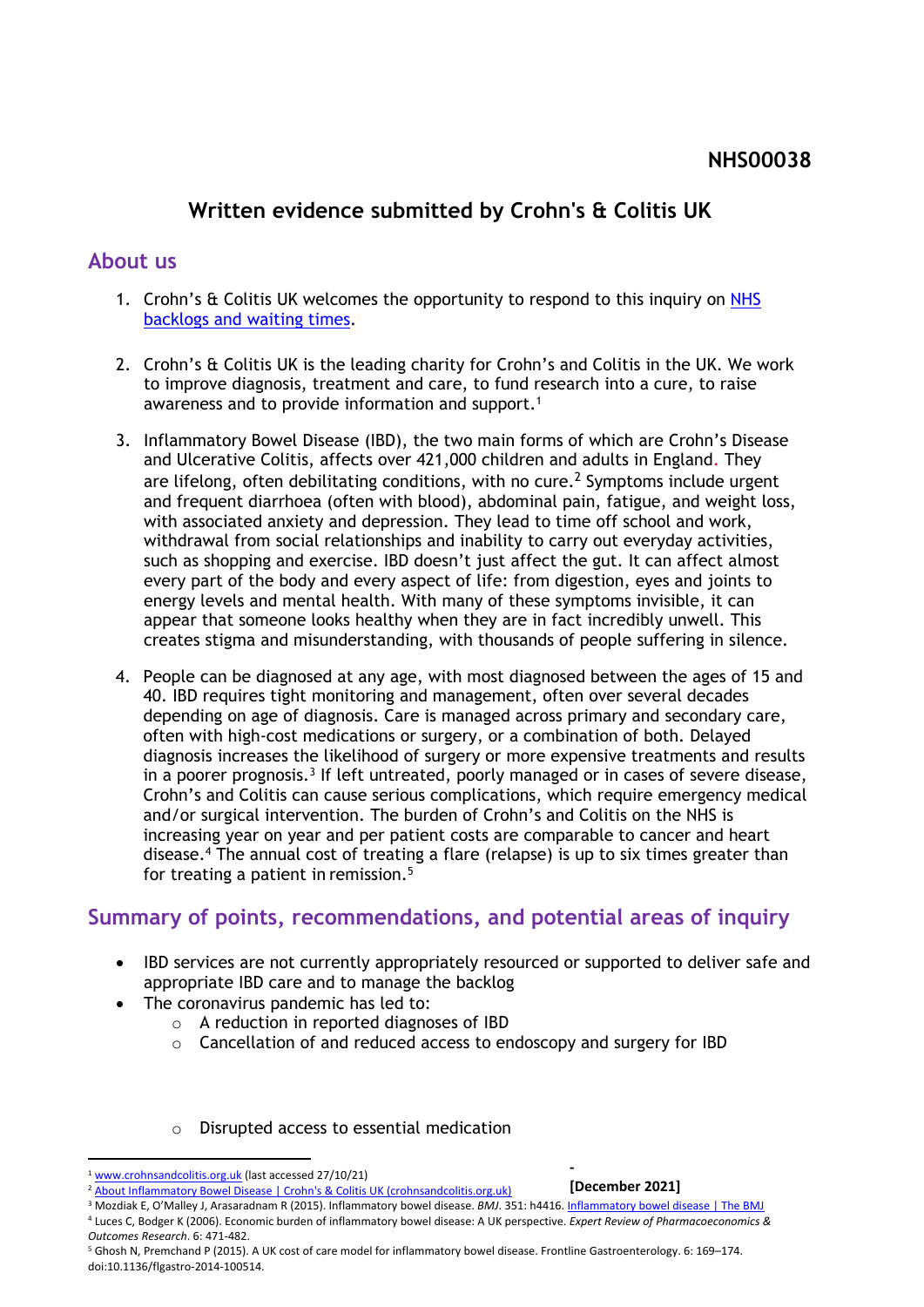NHS00038

# Written evidence submitted by Crohn's & Colitis UK

## About us

1. Crohn's & Colitis UK welcomes the opportunity to respond to this inquiry on NHS backlogs and waiting times.

2. Crohn's & Colitis UK is the leading charity for Crohn's and Colitis in the UK. We work to improve diagnosis, treatment and care, to fund research into a cure, to raise awareness and to provide information and support.[1]

3. Inflammatory Bowel Disease (IBD), the two main forms of which are Crohn's Disease and Ulcerative Colitis, affects over 421,000 children and adults in England. They are lifelong, often debilitating conditions, with no cure.[2] Symptoms include urgent and frequent diarrhoea (often with blood), abdominal pain, fatigue, and weight loss, with associated anxiety and depression. They lead to time off school and work, withdrawal from social relationships and inability to carry out everyday activities, such as shopping and exercise. IBD doesn't just affect the gut. It can affect almost every part of the body and every aspect of life: from digestion, eyes and joints to energy levels and mental health. With many of these symptoms invisible, it can appear that someone looks healthy when they are in fact incredibly unwell. This creates stigma and misunderstanding, with thousands of people suffering in silence.

4. People can be diagnosed at any age, with most diagnosed between the ages of 15 and 40. IBD requires tight monitoring and management, often over several decades depending on age of diagnosis. Care is managed across primary and secondary care, often with high-cost medications or surgery, or a combination of both. Delayed diagnosis increases the likelihood of surgery or more expensive treatments and results in a poorer prognosis.[3] If left untreated, poorly managed or in cases of severe disease, Crohn's and Colitis can cause serious complications, which require emergency medical and/or surgical intervention. The burden of Crohn's and Colitis on the NHS is increasing year on year and per patient costs are comparable to cancer and heart disease.[4] The annual cost of treating a flare (relapse) is up to six times greater than for treating a patient in remission.[5]

## Summary of points, recommendations, and potential areas of inquiry

- IBD services are not currently appropriately resourced or supported to deliver safe and appropriate IBD care and to manage the backlog
- The coronavirus pandemic has led to:
  - A reduction in reported diagnoses of IBD
  - Cancellation of and reduced access to endoscopy and surgery for IBD
  - Disrupted access to essential medication

[1] www.crohnsandcolitis.org.uk (last accessed 27/10/21)

[2] About Inflammatory Bowel Disease | Crohn's & Colitis UK (crohnsandcolitis.org.uk)

[3] Mozdiak E, O'Malley J, Arasaradnam R (2015). Inflammatory bowel disease. *BMJ*. 351: h4416. Inflammatory bowel disease | The BMJ

[4] Luces C, Bodger K (2006). Economic burden of inflammatory bowel disease: A UK perspective. *Expert Review of Pharmacoeconomics & Outcomes Research*. 6: 471-482.

[5] Ghosh N, Premchand P (2015). A UK cost of care model for inflammatory bowel disease. Frontline Gastroenterology. 6: 169–174. doi:10.1136/flgastro-2014-100514.

[December 2021]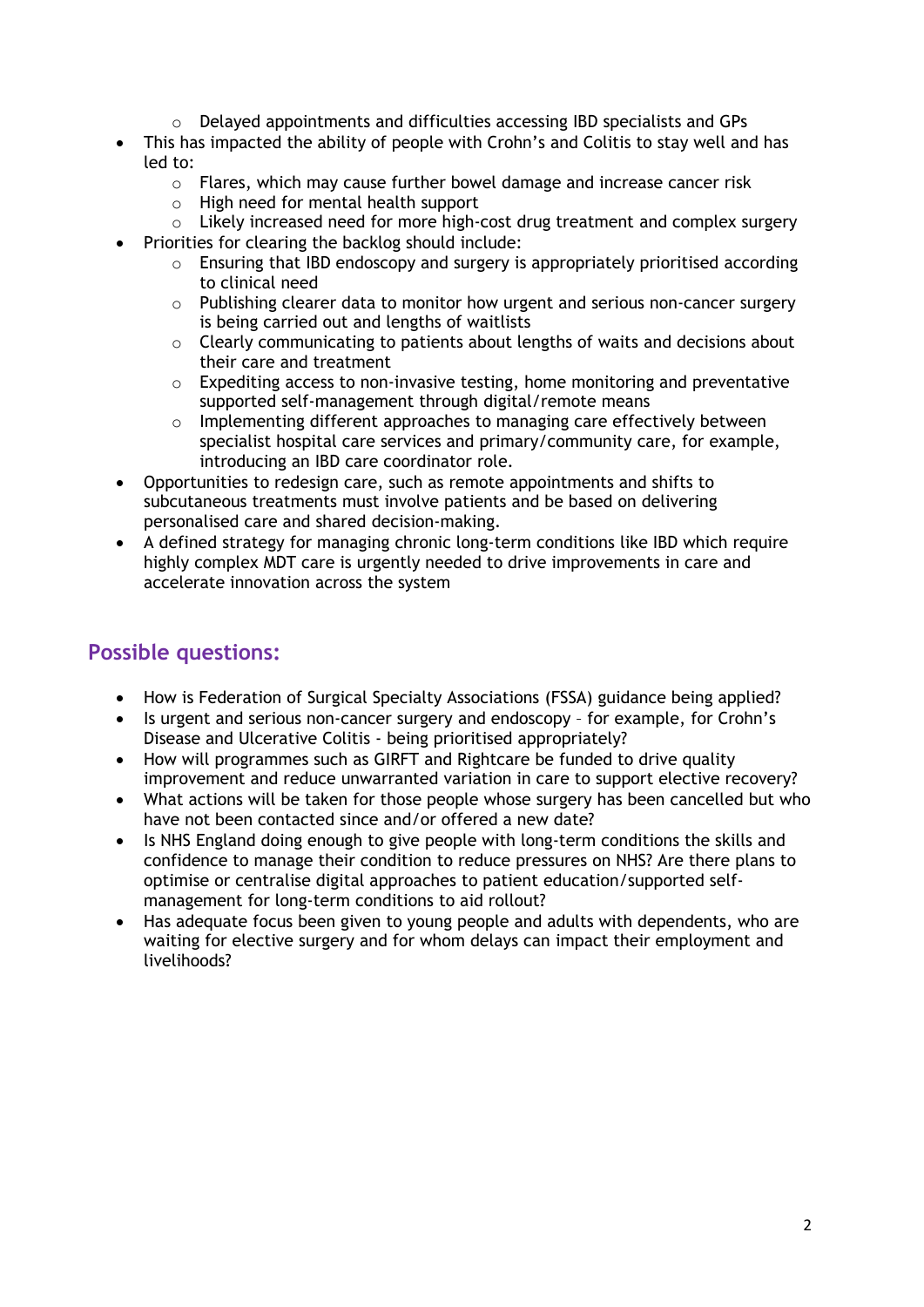- Delayed appointments and difficulties accessing IBD specialists and GPs
- This has impacted the ability of people with Crohn's and Colitis to stay well and has led to:
    - Flares, which may cause further bowel damage and increase cancer risk
    - High need for mental health support
    - Likely increased need for more high-cost drug treatment and complex surgery
- Priorities for clearing the backlog should include:
    - Ensuring that IBD endoscopy and surgery is appropriately prioritised according to clinical need
    - Publishing clearer data to monitor how urgent and serious non-cancer surgery is being carried out and lengths of waitlists
    - Clearly communicating to patients about lengths of waits and decisions about their care and treatment
    - Expediting access to non-invasive testing, home monitoring and preventative supported self-management through digital/remote means
    - Implementing different approaches to managing care effectively between specialist hospital care services and primary/community care, for example, introducing an IBD care coordinator role.
- Opportunities to redesign care, such as remote appointments and shifts to subcutaneous treatments must involve patients and be based on delivering personalised care and shared decision-making.
- A defined strategy for managing chronic long-term conditions like IBD which require highly complex MDT care is urgently needed to drive improvements in care and accelerate innovation across the system

## Possible questions:

- How is Federation of Surgical Specialty Associations (FSSA) guidance being applied?
- Is urgent and serious non-cancer surgery and endoscopy – for example, for Crohn's Disease and Ulcerative Colitis - being prioritised appropriately?
- How will programmes such as GIRFT and Rightcare be funded to drive quality improvement and reduce unwarranted variation in care to support elective recovery?
- What actions will be taken for those people whose surgery has been cancelled but who have not been contacted since and/or offered a new date?
- Is NHS England doing enough to give people with long-term conditions the skills and confidence to manage their condition to reduce pressures on NHS? Are there plans to optimise or centralise digital approaches to patient education/supported self-management for long-term conditions to aid rollout?
- Has adequate focus been given to young people and adults with dependents, who are waiting for elective surgery and for whom delays can impact their employment and livelihoods?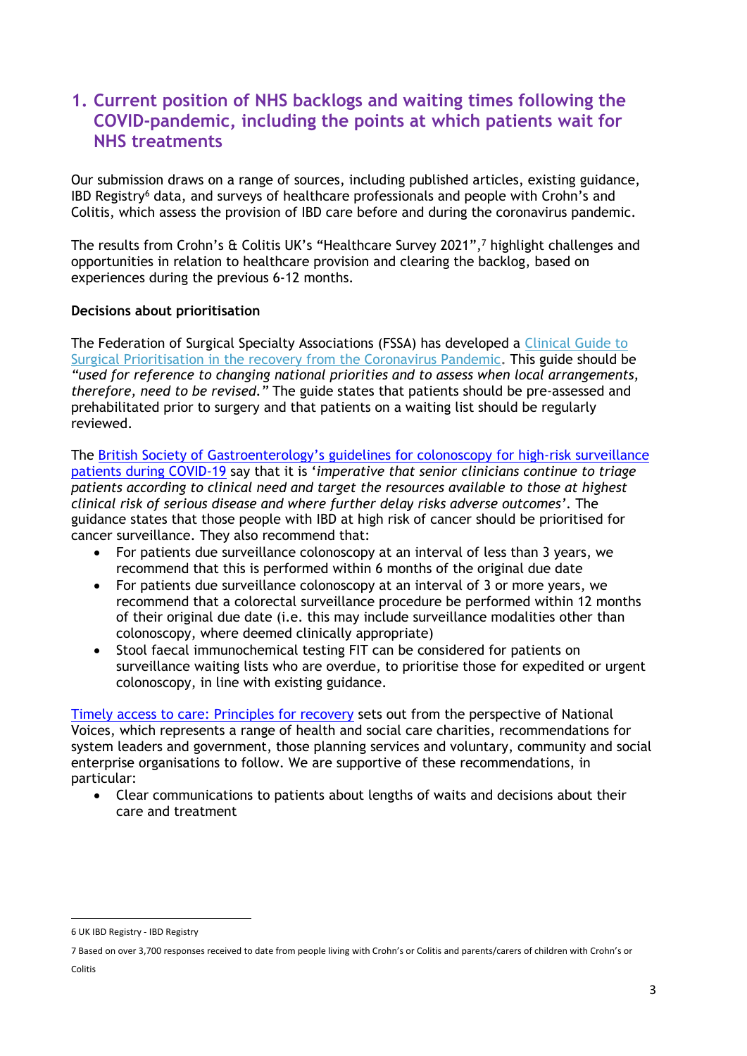## 1. Current position of NHS backlogs and waiting times following the COVID-pandemic, including the points at which patients wait for NHS treatments

Our submission draws on a range of sources, including published articles, existing guidance, IBD Registry[6] data, and surveys of healthcare professionals and people with Crohn's and Colitis, which assess the provision of IBD care before and during the coronavirus pandemic.

The results from Crohn's & Colitis UK's "Healthcare Survey 2021",[7] highlight challenges and opportunities in relation to healthcare provision and clearing the backlog, based on experiences during the previous 6-12 months.

**Decisions about prioritisation**

The Federation of Surgical Specialty Associations (FSSA) has developed a Clinical Guide to Surgical Prioritisation in the recovery from the Coronavirus Pandemic. This guide should be *"used for reference to changing national priorities and to assess when local arrangements, therefore, need to be revised."* The guide states that patients should be pre-assessed and prehabilitated prior to surgery and that patients on a waiting list should be regularly reviewed.

The British Society of Gastroenterology's guidelines for colonoscopy for high-risk surveillance patients during COVID-19 say that it is '*imperative that senior clinicians continue to triage patients according to clinical need and target the resources available to those at highest clinical risk of serious disease and where further delay risks adverse outcomes*'. The guidance states that those people with IBD at high risk of cancer should be prioritised for cancer surveillance. They also recommend that:

- For patients due surveillance colonoscopy at an interval of less than 3 years, we recommend that this is performed within 6 months of the original due date
- For patients due surveillance colonoscopy at an interval of 3 or more years, we recommend that a colorectal surveillance procedure be performed within 12 months of their original due date (i.e. this may include surveillance modalities other than colonoscopy, where deemed clinically appropriate)
- Stool faecal immunochemical testing FIT can be considered for patients on surveillance waiting lists who are overdue, to prioritise those for expedited or urgent colonoscopy, in line with existing guidance.

Timely access to care: Principles for recovery sets out from the perspective of National Voices, which represents a range of health and social care charities, recommendations for system leaders and government, those planning services and voluntary, community and social enterprise organisations to follow. We are supportive of these recommendations, in particular:

- Clear communications to patients about lengths of waits and decisions about their care and treatment

---

6 UK IBD Registry - IBD Registry

7 Based on over 3,700 responses received to date from people living with Crohn's or Colitis and parents/carers of children with Crohn's or Colitis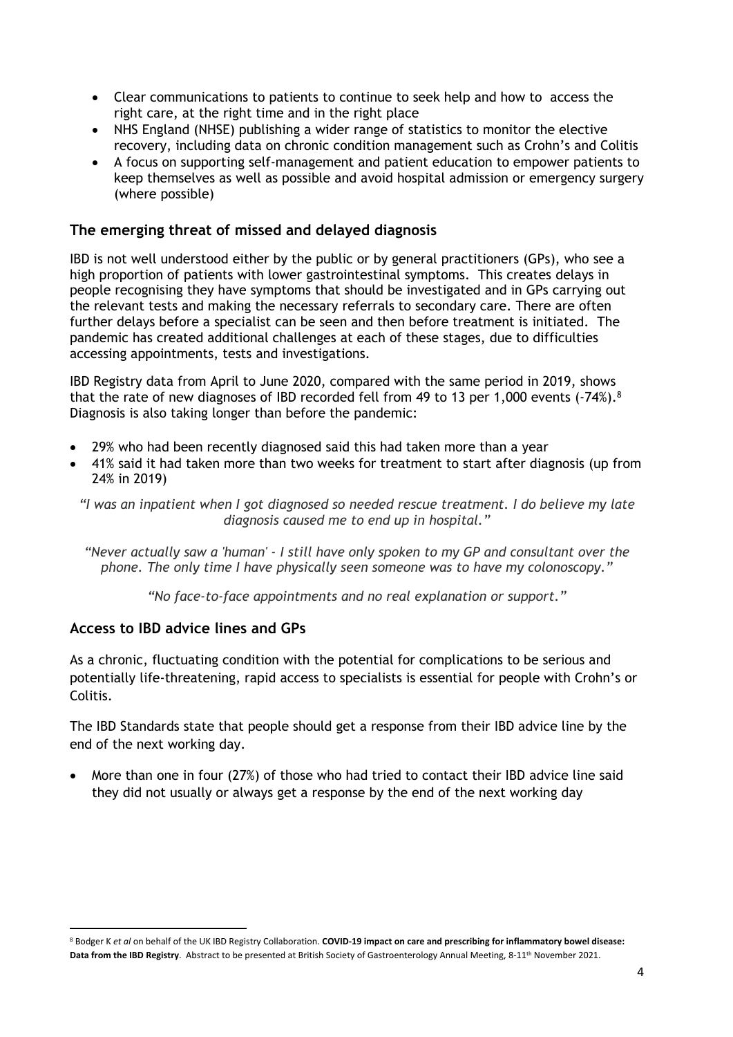- Clear communications to patients to continue to seek help and how to access the right care, at the right time and in the right place
- NHS England (NHSE) publishing a wider range of statistics to monitor the elective recovery, including data on chronic condition management such as Crohn's and Colitis
- A focus on supporting self-management and patient education to empower patients to keep themselves as well as possible and avoid hospital admission or emergency surgery (where possible)

## The emerging threat of missed and delayed diagnosis

IBD is not well understood either by the public or by general practitioners (GPs), who see a high proportion of patients with lower gastrointestinal symptoms. This creates delays in people recognising they have symptoms that should be investigated and in GPs carrying out the relevant tests and making the necessary referrals to secondary care. There are often further delays before a specialist can be seen and then before treatment is initiated. The pandemic has created additional challenges at each of these stages, due to difficulties accessing appointments, tests and investigations.

IBD Registry data from April to June 2020, compared with the same period in 2019, shows that the rate of new diagnoses of IBD recorded fell from 49 to 13 per 1,000 events (-74%).[8] Diagnosis is also taking longer than before the pandemic:

- 29% who had been recently diagnosed said this had taken more than a year
- 41% said it had taken more than two weeks for treatment to start after diagnosis (up from 24% in 2019)

*"I was an inpatient when I got diagnosed so needed rescue treatment. I do believe my late diagnosis caused me to end up in hospital."*

*"Never actually saw a 'human' - I still have only spoken to my GP and consultant over the phone. The only time I have physically seen someone was to have my colonoscopy."*

*"No face-to-face appointments and no real explanation or support."*

## Access to IBD advice lines and GPs

As a chronic, fluctuating condition with the potential for complications to be serious and potentially life-threatening, rapid access to specialists is essential for people with Crohn's or Colitis.

The IBD Standards state that people should get a response from their IBD advice line by the end of the next working day.

- More than one in four (27%) of those who had tried to contact their IBD advice line said they did not usually or always get a response by the end of the next working day

---

[8] Bodger K *et al* on behalf of the UK IBD Registry Collaboration. **COVID-19 impact on care and prescribing for inflammatory bowel disease: Data from the IBD Registry**. Abstract to be presented at British Society of Gastroenterology Annual Meeting, 8-11th November 2021.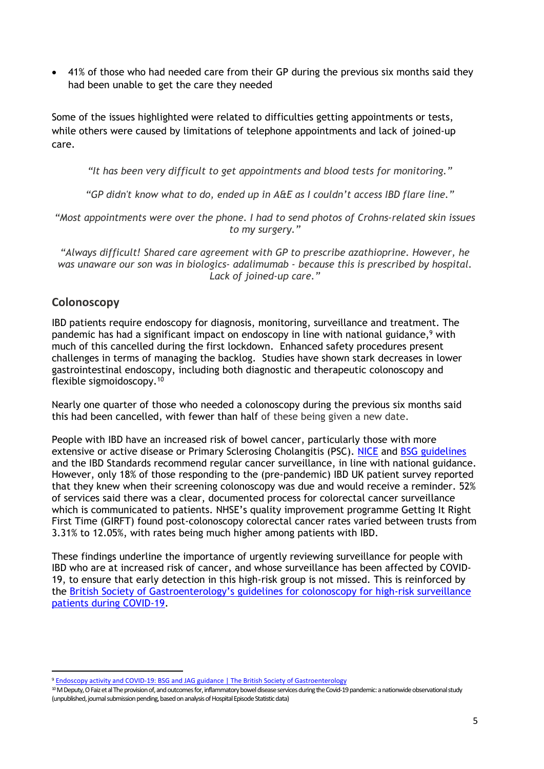- 41% of those who had needed care from their GP during the previous six months said they had been unable to get the care they needed

Some of the issues highlighted were related to difficulties getting appointments or tests, while others were caused by limitations of telephone appointments and lack of joined-up care.

*"It has been very difficult to get appointments and blood tests for monitoring."*

*"GP didn't know what to do, ended up in A&E as I couldn't access IBD flare line."*

*"Most appointments were over the phone. I had to send photos of Crohns-related skin issues to my surgery."*

*"Always difficult! Shared care agreement with GP to prescribe azathioprine. However, he was unaware our son was in biologics- adalimumab - because this is prescribed by hospital. Lack of joined-up care."*

## Colonoscopy

IBD patients require endoscopy for diagnosis, monitoring, surveillance and treatment. The pandemic has had a significant impact on endoscopy in line with national guidance,[9] with much of this cancelled during the first lockdown. Enhanced safety procedures present challenges in terms of managing the backlog. Studies have shown stark decreases in lower gastrointestinal endoscopy, including both diagnostic and therapeutic colonoscopy and flexible sigmoidoscopy.[10]

Nearly one quarter of those who needed a colonoscopy during the previous six months said this had been cancelled, with fewer than half of these being given a new date.

People with IBD have an increased risk of bowel cancer, particularly those with more extensive or active disease or Primary Sclerosing Cholangitis (PSC). NICE and BSG guidelines and the IBD Standards recommend regular cancer surveillance, in line with national guidance. However, only 18% of those responding to the (pre-pandemic) IBD UK patient survey reported that they knew when their screening colonoscopy was due and would receive a reminder. 52% of services said there was a clear, documented process for colorectal cancer surveillance which is communicated to patients. NHSE's quality improvement programme Getting It Right First Time (GIRFT) found post-colonoscopy colorectal cancer rates varied between trusts from 3.31% to 12.05%, with rates being much higher among patients with IBD.

These findings underline the importance of urgently reviewing surveillance for people with IBD who are at increased risk of cancer, and whose surveillance has been affected by COVID-19, to ensure that early detection in this high-risk group is not missed. This is reinforced by the British Society of Gastroenterology's guidelines for colonoscopy for high-risk surveillance patients during COVID-19.

---

[9] Endoscopy activity and COVID-19: BSG and JAG guidance | The British Society of Gastroenterology

[10] M Deputy, O Faiz et al The provision of, and outcomes for, inflammatory bowel disease services during the Covid-19 pandemic: a nationwide observational study (unpublished, journal submission pending, based on analysis of Hospital Episode Statistic data)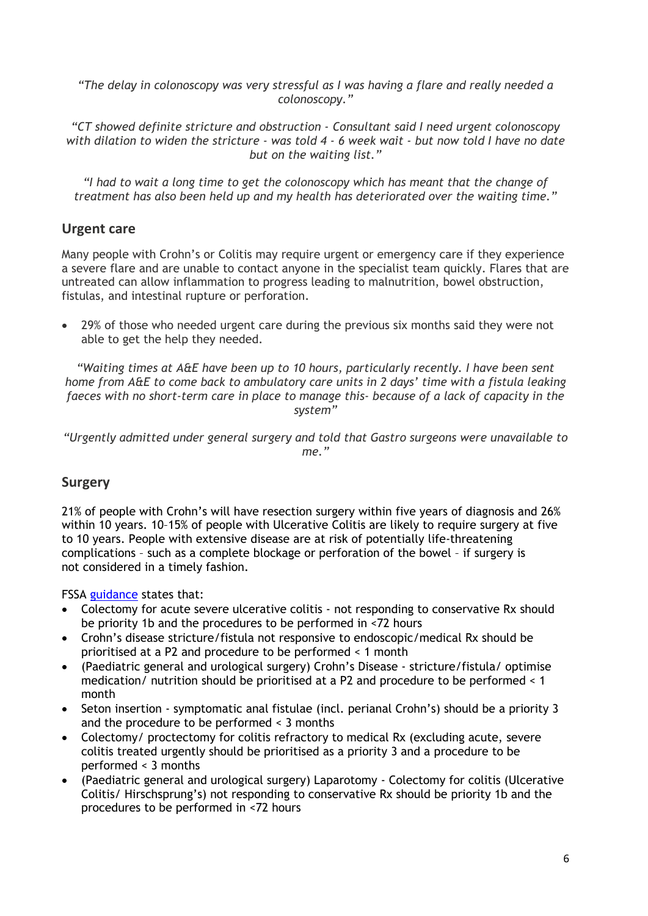*"The delay in colonoscopy was very stressful as I was having a flare and really needed a colonoscopy."*

*"CT showed definite stricture and obstruction - Consultant said I need urgent colonoscopy with dilation to widen the stricture - was told 4 - 6 week wait - but now told I have no date but on the waiting list."*

*"I had to wait a long time to get the colonoscopy which has meant that the change of treatment has also been held up and my health has deteriorated over the waiting time."*

## Urgent care

Many people with Crohn's or Colitis may require urgent or emergency care if they experience a severe flare and are unable to contact anyone in the specialist team quickly. Flares that are untreated can allow inflammation to progress leading to malnutrition, bowel obstruction, fistulas, and intestinal rupture or perforation.

- 29% of those who needed urgent care during the previous six months said they were not able to get the help they needed.

*"Waiting times at A&E have been up to 10 hours, particularly recently. I have been sent home from A&E to come back to ambulatory care units in 2 days' time with a fistula leaking faeces with no short-term care in place to manage this- because of a lack of capacity in the system"*

*"Urgently admitted under general surgery and told that Gastro surgeons were unavailable to me."*

## Surgery

21% of people with Crohn's will have resection surgery within five years of diagnosis and 26% within 10 years. 10–15% of people with Ulcerative Colitis are likely to require surgery at five to 10 years. People with extensive disease are at risk of potentially life-threatening complications – such as a complete blockage or perforation of the bowel – if surgery is not considered in a timely fashion.

FSSA guidance states that:

- Colectomy for acute severe ulcerative colitis - not responding to conservative Rx should be priority 1b and the procedures to be performed in <72 hours
- Crohn's disease stricture/fistula not responsive to endoscopic/medical Rx should be prioritised at a P2 and procedure to be performed < 1 month
- (Paediatric general and urological surgery) Crohn's Disease - stricture/fistula/ optimise medication/ nutrition should be prioritised at a P2 and procedure to be performed < 1 month
- Seton insertion - symptomatic anal fistulae (incl. perianal Crohn's) should be a priority 3 and the procedure to be performed < 3 months
- Colectomy/ proctectomy for colitis refractory to medical Rx (excluding acute, severe colitis treated urgently should be prioritised as a priority 3 and a procedure to be performed < 3 months
- (Paediatric general and urological surgery) Laparotomy - Colectomy for colitis (Ulcerative Colitis/ Hirschsprung's) not responding to conservative Rx should be priority 1b and the procedures to be performed in <72 hours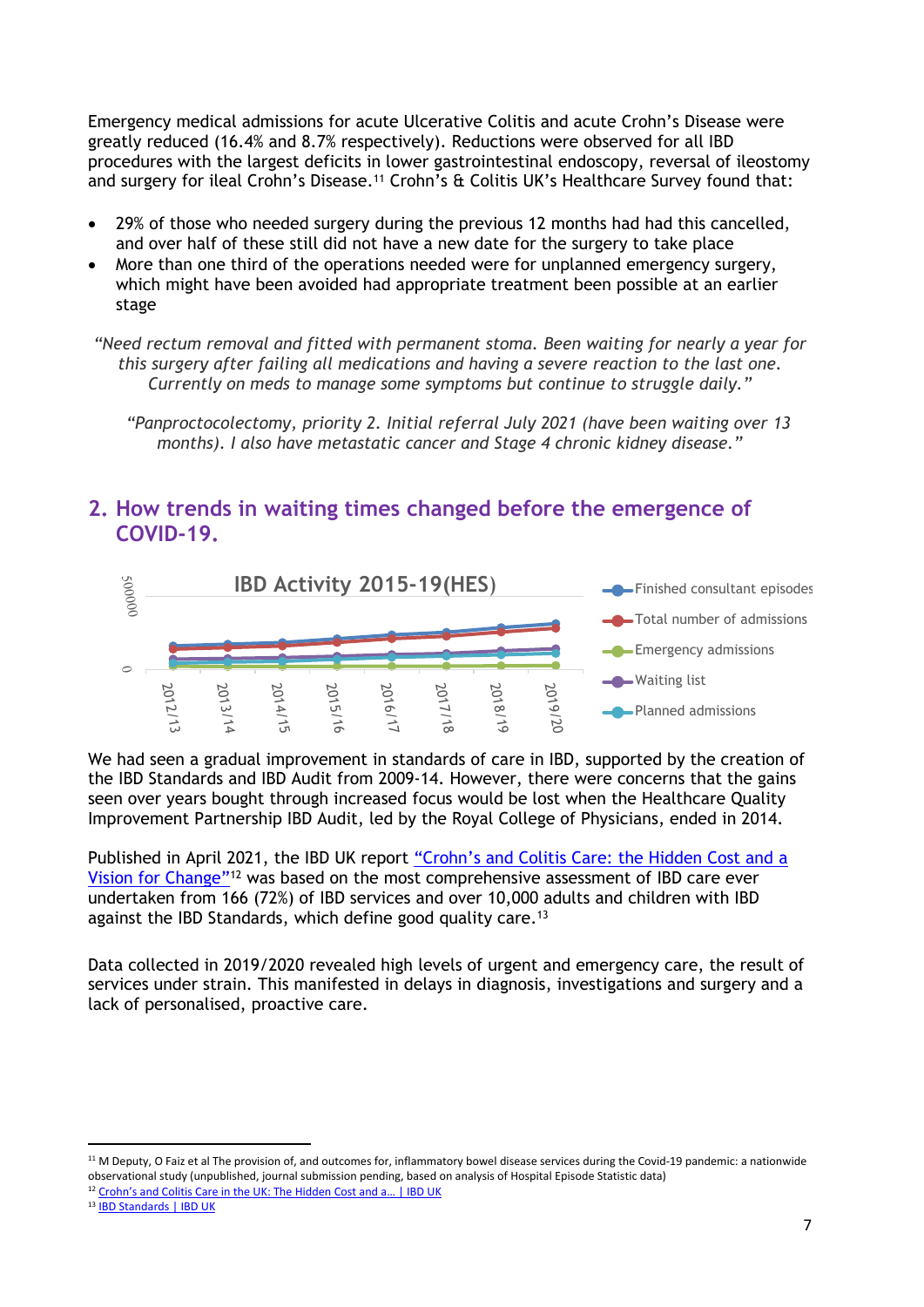Emergency medical admissions for acute Ulcerative Colitis and acute Crohn's Disease were greatly reduced (16.4% and 8.7% respectively). Reductions were observed for all IBD procedures with the largest deficits in lower gastrointestinal endoscopy, reversal of ileostomy and surgery for ileal Crohn's Disease.[11] Crohn's & Colitis UK's Healthcare Survey found that:

- 29% of those who needed surgery during the previous 12 months had had this cancelled, and over half of these still did not have a new date for the surgery to take place
- More than one third of the operations needed were for unplanned emergency surgery, which might have been avoided had appropriate treatment been possible at an earlier stage

*"Need rectum removal and fitted with permanent stoma. Been waiting for nearly a year for this surgery after failing all medications and having a severe reaction to the last one. Currently on meds to manage some symptoms but continue to struggle daily."*

*"Panproctocolectomy, priority 2. Initial referral July 2021 (have been waiting over 13 months). I also have metastatic cancer and Stage 4 chronic kidney disease."*

## 2. How trends in waiting times changed before the emergence of COVID-19.

IBD Activity 2015-19(HES)

We had seen a gradual improvement in standards of care in IBD, supported by the creation of the IBD Standards and IBD Audit from 2009-14. However, there were concerns that the gains seen over years bought through increased focus would be lost when the Healthcare Quality Improvement Partnership IBD Audit, led by the Royal College of Physicians, ended in 2014.

Published in April 2021, the IBD UK report "Crohn's and Colitis Care: the Hidden Cost and a Vision for Change"[12] was based on the most comprehensive assessment of IBD care ever undertaken from 166 (72%) of IBD services and over 10,000 adults and children with IBD against the IBD Standards, which define good quality care.[13]

Data collected in 2019/2020 revealed high levels of urgent and emergency care, the result of services under strain. This manifested in delays in diagnosis, investigations and surgery and a lack of personalised, proactive care.

---

[11] M Deputy, O Faiz et al The provision of, and outcomes for, inflammatory bowel disease services during the Covid-19 pandemic: a nationwide observational study (unpublished, journal submission pending, based on analysis of Hospital Episode Statistic data)

[12] Crohn's and Colitis Care in the UK: The Hidden Cost and a… | IBD UK

[13] IBD Standards | IBD UK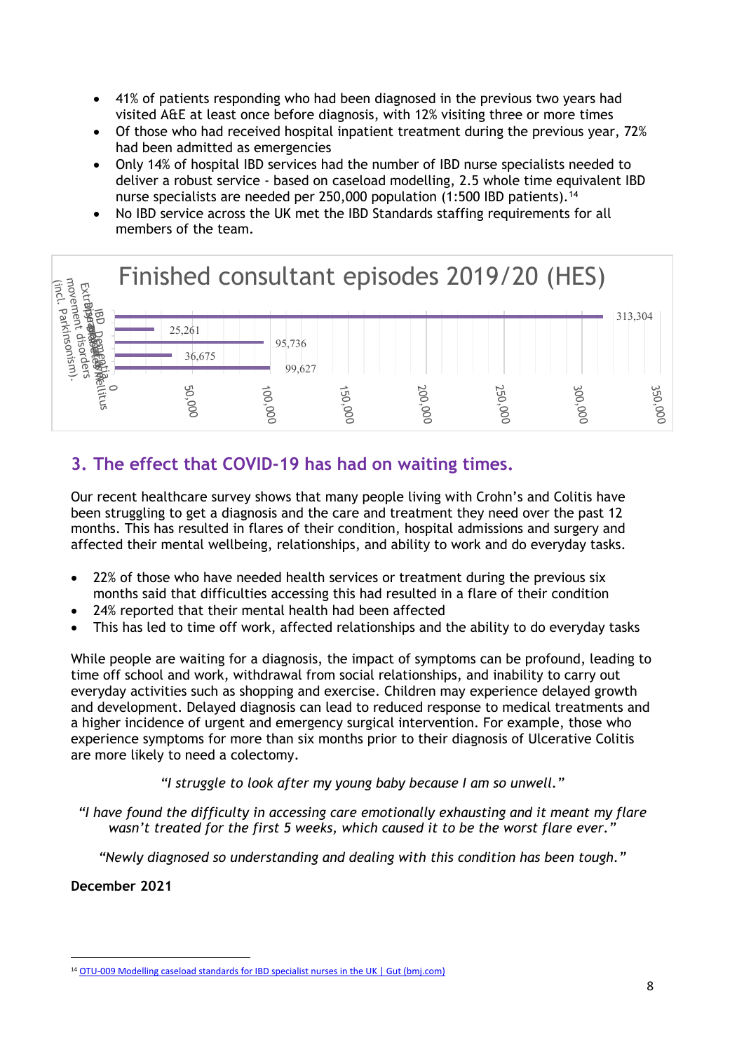- 41% of patients responding who had been diagnosed in the previous two years had visited A&E at least once before diagnosis, with 12% visiting three or more times
- Of those who had received hospital inpatient treatment during the previous year, 72% had been admitted as emergencies
- Only 14% of hospital IBD services had the number of IBD nurse specialists needed to deliver a robust service - based on caseload modelling, 2.5 whole time equivalent IBD nurse specialists are needed per 250,000 population (1:500 IBD patients).[14]
- No IBD service across the UK met the IBD Standards staffing requirements for all members of the team.

Finished consultant episodes 2019/20 (HES)

IBD
Dementia
Epilepsy
Diabetes Mellitus
Extrapyramidal and movement disorders (incl. Parkinsonism).

313,304
25,261
95,736
36,675
99,627

0
50,000
100,000
150,000
200,000
250,000
300,000
350,000

## 3. The effect that COVID-19 has had on waiting times.

Our recent healthcare survey shows that many people living with Crohn's and Colitis have been struggling to get a diagnosis and the care and treatment they need over the past 12 months. This has resulted in flares of their condition, hospital admissions and surgery and affected their mental wellbeing, relationships, and ability to work and do everyday tasks.

- 22% of those who have needed health services or treatment during the previous six months said that difficulties accessing this had resulted in a flare of their condition
- 24% reported that their mental health had been affected
- This has led to time off work, affected relationships and the ability to do everyday tasks

While people are waiting for a diagnosis, the impact of symptoms can be profound, leading to time off school and work, withdrawal from social relationships, and inability to carry out everyday activities such as shopping and exercise. Children may experience delayed growth and development. Delayed diagnosis can lead to reduced response to medical treatments and a higher incidence of urgent and emergency surgical intervention. For example, those who experience symptoms for more than six months prior to their diagnosis of Ulcerative Colitis are more likely to need a colectomy.

*"I struggle to look after my young baby because I am so unwell."*

*"I have found the difficulty in accessing care emotionally exhausting and it meant my flare wasn't treated for the first 5 weeks, which caused it to be the worst flare ever."*

*"Newly diagnosed so understanding and dealing with this condition has been tough."*

**December 2021**

[14] OTU-009 Modelling caseload standards for IBD specialist nurses in the UK | Gut (bmj.com)